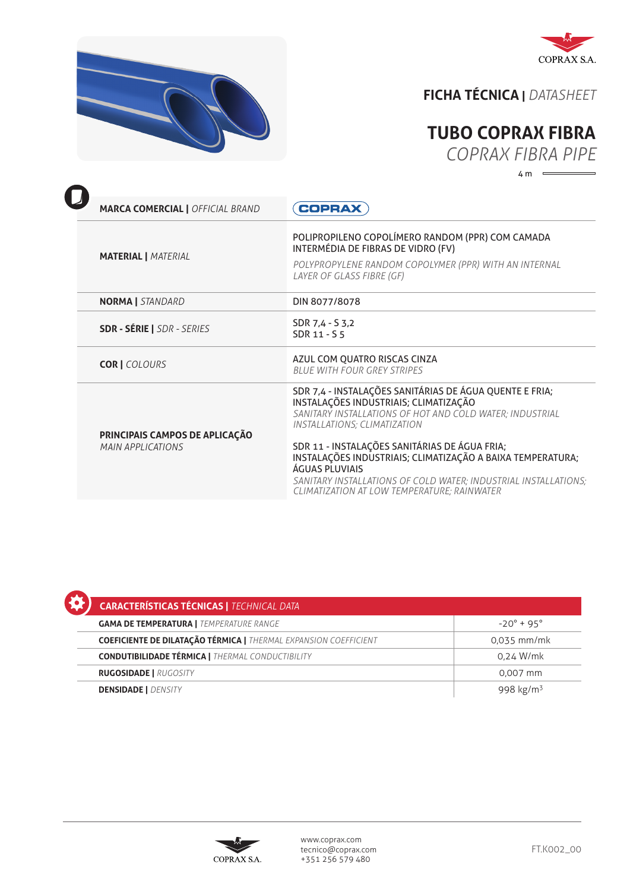COPRAX S.A.

# FICHA TÉCNICA | *DATASHEET*

## TUBO COPRAX FIBRA

*COPRAX FIBRA PIPE*

4 m

| | |
|---|---|
| **MARCA COMERCIAL \|** *OFFICIAL BRAND* | COPRAX |
| **MATERIAL \|** *MATERIAL* | POLIPROPILENO COPOLÍMERO RANDOM (PPR) COM CAMADA INTERMÉDIA DE FIBRAS DE VIDRO (FV)<br>*POLYPROPYLENE RANDOM COPOLYMER (PPR) WITH AN INTERNAL LAYER OF GLASS FIBRE (GF)* |
| **NORMA \|** *STANDARD* | DIN 8077/8078 |
| **SDR - SÉRIE \|** *SDR - SERIES* | SDR 7,4 - S 3,2<br>SDR 11 - S 5 |
| **COR \|** *COLOURS* | AZUL COM QUATRO RISCAS CINZA<br>*BLUE WITH FOUR GREY STRIPES* |
| **PRINCIPAIS CAMPOS DE APLICAÇÃO** *MAIN APPLICATIONS* | SDR 7,4 - INSTALAÇÕES SANITÁRIAS DE ÁGUA QUENTE E FRIA; INSTALAÇÕES INDUSTRIAIS; CLIMATIZAÇÃO<br>*SANITARY INSTALLATIONS OF HOT AND COLD WATER; INDUSTRIAL INSTALLATIONS; CLIMATIZATION*<br><br>SDR 11 - INSTALAÇÕES SANITÁRIAS DE ÁGUA FRIA; INSTALAÇÕES INDUSTRIAIS; CLIMATIZAÇÃO A BAIXA TEMPERATURA; ÁGUAS PLUVIAIS<br>*SANITARY INSTALLATIONS OF COLD WATER; INDUSTRIAL INSTALLATIONS; CLIMATIZATION AT LOW TEMPERATURE; RAINWATER* |

| **CARACTERÍSTICAS TÉCNICAS \|** *TECHNICAL DATA* | |
|---|---|
| **GAMA DE TEMPERATURA \|** *TEMPERATURE RANGE* | -20° + 95° |
| **COEFICIENTE DE DILATAÇÃO TÉRMICA \|** *THERMAL EXPANSION COEFFICIENT* | 0,035 mm/mk |
| **CONDUTIBILIDADE TÉRMICA \|** *THERMAL CONDUCTIBILITY* | 0,24 W/mk |
| **RUGOSIDADE \|** *RUGOSITY* | 0,007 mm |
| **DENSIDADE \|** *DENSITY* | 998 kg/m$^3$ |

COPRAX S.A.

www.coprax.com
tecnico@coprax.com
+351 256 579 480

FT.K002_00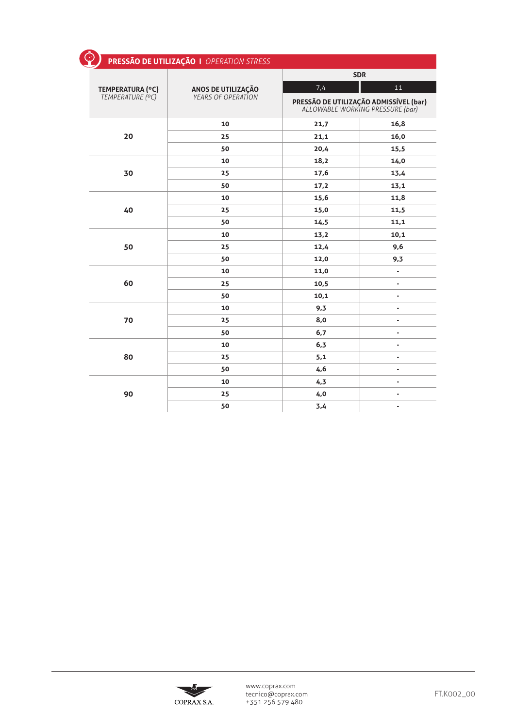## PRESSÃO DE UTILIZAÇÃO I *OPERATION STRESS*

| **TEMPERATURA (ºC)** *TEMPERATURE (ºC)* | **ANOS DE UTILIZAÇÃO** *YEARS OF OPERATION* | **SDR** | |
|---|---|---|---|
| | | 7,4 | 11 |
| | | **PRESSÃO DE UTILIZAÇÃO ADMISSÍVEL (bar)** *ALLOWABLE WORKING PRESSURE (bar)* | |
| **20** | **10** | **21,7** | **16,8** |
| | **25** | **21,1** | **16,0** |
| | **50** | **20,4** | **15,5** |
| **30** | **10** | **18,2** | **14,0** |
| | **25** | **17,6** | **13,4** |
| | **50** | **17,2** | **13,1** |
| **40** | **10** | **15,6** | **11,8** |
| | **25** | **15,0** | **11,5** |
| | **50** | **14,5** | **11,1** |
| **50** | **10** | **13,2** | **10,1** |
| | **25** | **12,4** | **9,6** |
| | **50** | **12,0** | **9,3** |
| **60** | **10** | **11,0** | - |
| | **25** | **10,5** | - |
| | **50** | **10,1** | - |
| **70** | **10** | **9,3** | - |
| | **25** | **8,0** | - |
| | **50** | **6,7** | - |
| **80** | **10** | **6,3** | - |
| | **25** | **5,1** | - |
| | **50** | **4,6** | - |
| **90** | **10** | **4,3** | - |
| | **25** | **4,0** | - |
| | **50** | **3,4** | - |

COPRAX S.A.

www.coprax.com
tecnico@coprax.com
+351 256 579 480

FT.K002_00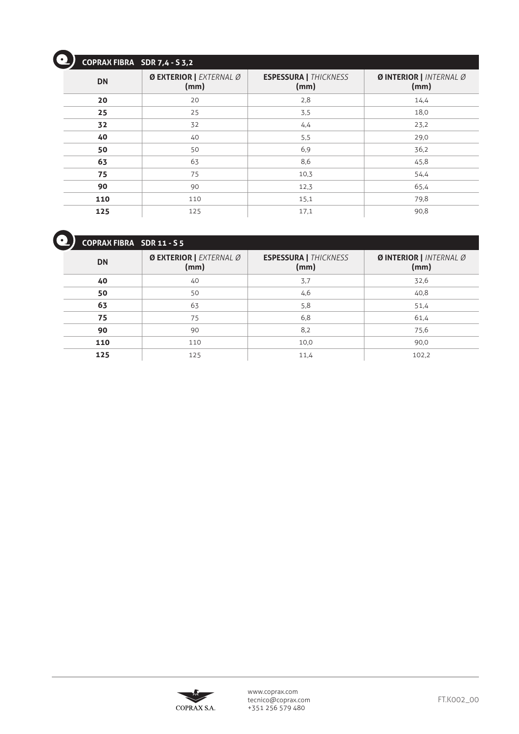## COPRAX FIBRA SDR 7,4 - S 3,2

| DN | **Ø EXTERIOR** \| *EXTERNAL Ø* (mm) | **ESPESSURA** \| *THICKNESS* (mm) | **Ø INTERIOR** \| *INTERNAL Ø* (mm) |
|---|---|---|---|
| **20** | 20 | 2,8 | 14,4 |
| **25** | 25 | 3,5 | 18,0 |
| **32** | 32 | 4,4 | 23,2 |
| **40** | 40 | 5,5 | 29,0 |
| **50** | 50 | 6,9 | 36,2 |
| **63** | 63 | 8,6 | 45,8 |
| **75** | 75 | 10,3 | 54,4 |
| **90** | 90 | 12,3 | 65,4 |
| **110** | 110 | 15,1 | 79,8 |
| **125** | 125 | 17,1 | 90,8 |

## COPRAX FIBRA SDR 11 - S 5

| DN | **Ø EXTERIOR** \| *EXTERNAL Ø* (mm) | **ESPESSURA** \| *THICKNESS* (mm) | **Ø INTERIOR** \| *INTERNAL Ø* (mm) |
|---|---|---|---|
| **40** | 40 | 3,7 | 32,6 |
| **50** | 50 | 4,6 | 40,8 |
| **63** | 63 | 5,8 | 51,4 |
| **75** | 75 | 6,8 | 61,4 |
| **90** | 90 | 8,2 | 75,6 |
| **110** | 110 | 10,0 | 90,0 |
| **125** | 125 | 11,4 | 102,2 |

COPRAX S.A.

www.coprax.com
tecnico@coprax.com
+351 256 579 480

FT.K002_00